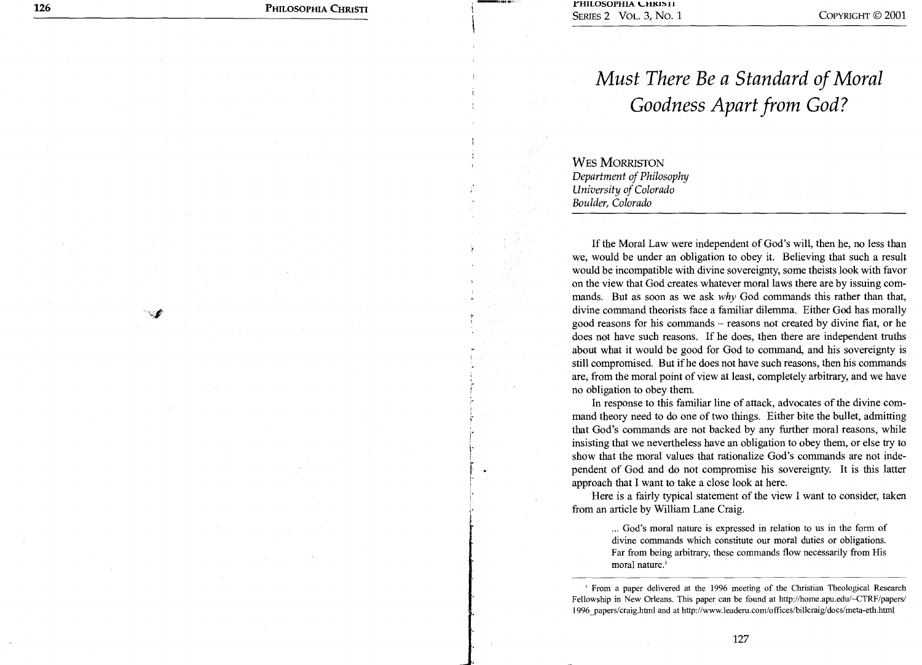# *Must There Be a Standard of Moral Goodness Apart from God?*

WES MORRISTON
*Department of Philosophy*
*University of Colorado*
*Boulder, Colorado*

If the Moral Law were independent of God's will, then he, no less than we, would be under an obligation to obey it. Believing that such a result would be incompatible with divine sovereignty, some theists look with favor on the view that God creates whatever moral laws there are by issuing commands. But as soon as we ask *why* God commands this rather than that, divine command theorists face a familiar dilemma. Either God has morally good reasons for his commands – reasons not created by divine fiat, or he does not have such reasons. If he does, then there are independent truths about what it would be good for God to command, and his sovereignty is still compromised. But if he does not have such reasons, then his commands are, from the moral point of view at least, completely arbitrary, and we have no obligation to obey them.

In response to this familiar line of attack, advocates of the divine command theory need to do one of two things. Either bite the bullet, admitting that God's commands are not backed by any further moral reasons, while insisting that we nevertheless have an obligation to obey them, or else try to show that the moral values that rationalize God's commands are not independent of God and do not compromise his sovereignty. It is this latter approach that I want to take a close look at here.

Here is a fairly typical statement of the view I want to consider, taken from an article by William Lane Craig.

> ... God's moral nature is expressed in relation to us in the form of divine commands which constitute our moral duties or obligations. Far from being arbitrary, these commands flow necessarily from His moral nature.[1]

[1] From a paper delivered at the 1996 meeting of the Christian Theological Research Fellowship in New Orleans. This paper can be found at http://home.apu.edu/~CTRF/papers/1996_papers/craig.html and at http://www.leaderu.com/offices/billcraig/docs/meta-eth.html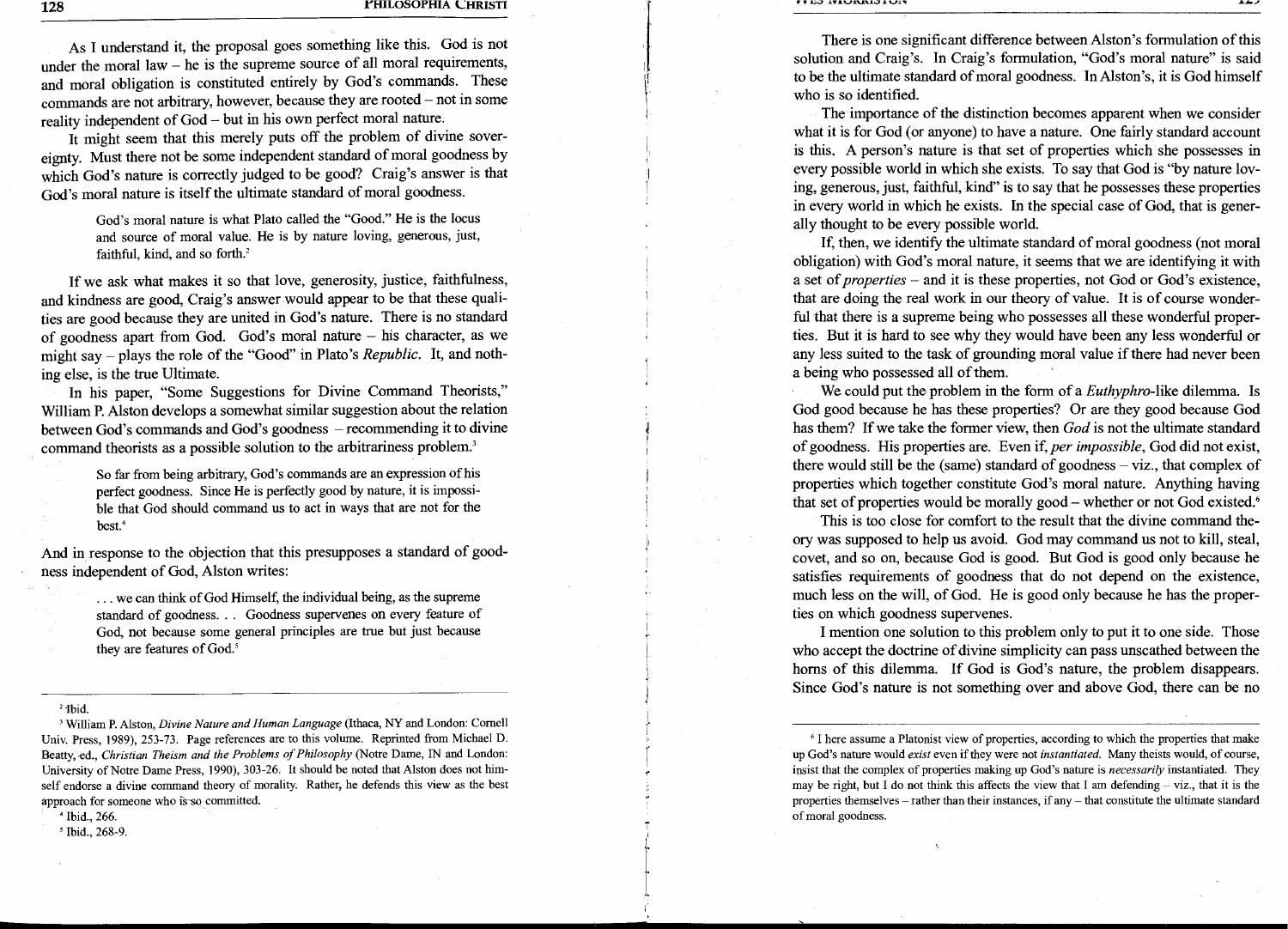As I understand it, the proposal goes something like this. God is not under the moral law – he is the supreme source of all moral requirements, and moral obligation is constituted entirely by God's commands. These commands are not arbitrary, however, because they are rooted – not in some reality independent of God – but in his own perfect moral nature.

It might seem that this merely puts off the problem of divine sovereignty. Must there not be some independent standard of moral goodness by which God's nature is correctly judged to be good? Craig's answer is that God's moral nature is itself the ultimate standard of moral goodness.

> God's moral nature is what Plato called the "Good." He is the locus and source of moral value. He is by nature loving, generous, just, faithful, kind, and so forth.[2]

If we ask what makes it so that love, generosity, justice, faithfulness, and kindness are good, Craig's answer would appear to be that these qualities are good because they are united in God's nature. There is no standard of goodness apart from God. God's moral nature – his character, as we might say – plays the role of the "Good" in Plato's *Republic*. It, and nothing else, is the true Ultimate.

In his paper, "Some Suggestions for Divine Command Theorists," William P. Alston develops a somewhat similar suggestion about the relation between God's commands and God's goodness – recommending it to divine command theorists as a possible solution to the arbitrariness problem.[3]

> So far from being arbitrary, God's commands are an expression of his perfect goodness. Since He is perfectly good by nature, it is impossible that God should command us to act in ways that are not for the best.[4]

And in response to the objection that this presupposes a standard of goodness independent of God, Alston writes:

> . . . we can think of God Himself, the individual being, as the supreme standard of goodness. . . Goodness supervenes on every feature of God, not because some general principles are true but just because they are features of God.[5]

There is one significant difference between Alston's formulation of this solution and Craig's. In Craig's formulation, "God's moral nature" is said to be the ultimate standard of moral goodness. In Alston's, it is God himself who is so identified.

The importance of the distinction becomes apparent when we consider what it is for God (or anyone) to have a nature. One fairly standard account is this. A person's nature is that set of properties which she possesses in every possible world in which she exists. To say that God is "by nature loving, generous, just, faithful, kind" is to say that he possesses these properties in every world in which he exists. In the special case of God, that is generally thought to be every possible world.

If, then, we identify the ultimate standard of moral goodness (not moral obligation) with God's moral nature, it seems that we are identifying it with a set of *properties* – and it is these properties, not God or God's existence, that are doing the real work in our theory of value. It is of course wonderful that there is a supreme being who possesses all these wonderful properties. But it is hard to see why they would have been any less wonderful or any less suited to the task of grounding moral value if there had never been a being who possessed all of them.

We could put the problem in the form of a *Euthyphro*-like dilemma. Is God good because he has these properties? Or are they good because God has them? If we take the former view, then *God* is not the ultimate standard of goodness. His properties are. Even if, *per impossible*, God did not exist, there would still be the (same) standard of goodness – viz., that complex of properties which together constitute God's moral nature. Anything having that set of properties would be morally good – whether or not God existed.[6]

This is too close for comfort to the result that the divine command theory was supposed to help us avoid. God may command us not to kill, steal, covet, and so on, because God is good. But God is good only because he satisfies requirements of goodness that do not depend on the existence, much less on the will, of God. He is good only because he has the properties on which goodness supervenes.

I mention one solution to this problem only to put it to one side. Those who accept the doctrine of divine simplicity can pass unscathed between the horns of this dilemma. If God is God's nature, the problem disappears. Since God's nature is not something over and above God, there can be no

---

[2] Ibid.

[3] William P. Alston, *Divine Nature and Human Language* (Ithaca, NY and London: Cornell Univ. Press, 1989), 253-73. Page references are to this volume. Reprinted from Michael D. Beatty, ed., *Christian Theism and the Problems of Philosophy* (Notre Dame, IN and London: University of Notre Dame Press, 1990), 303-26. It should be noted that Alston does not himself endorse a divine command theory of morality. Rather, he defends this view as the best approach for someone who is so committed.

[4] Ibid., 266.

[5] Ibid., 268-9.

[6] I here assume a Platonist view of properties, according to which the properties that make up God's nature would *exist* even if they were not *instantiated*. Many theists would, of course, insist that the complex of properties making up God's nature is *necessarily* instantiated. They may be right, but I do not think this affects the view that I am defending – viz., that it is the properties themselves – rather than their instances, if any – that constitute the ultimate standard of moral goodness.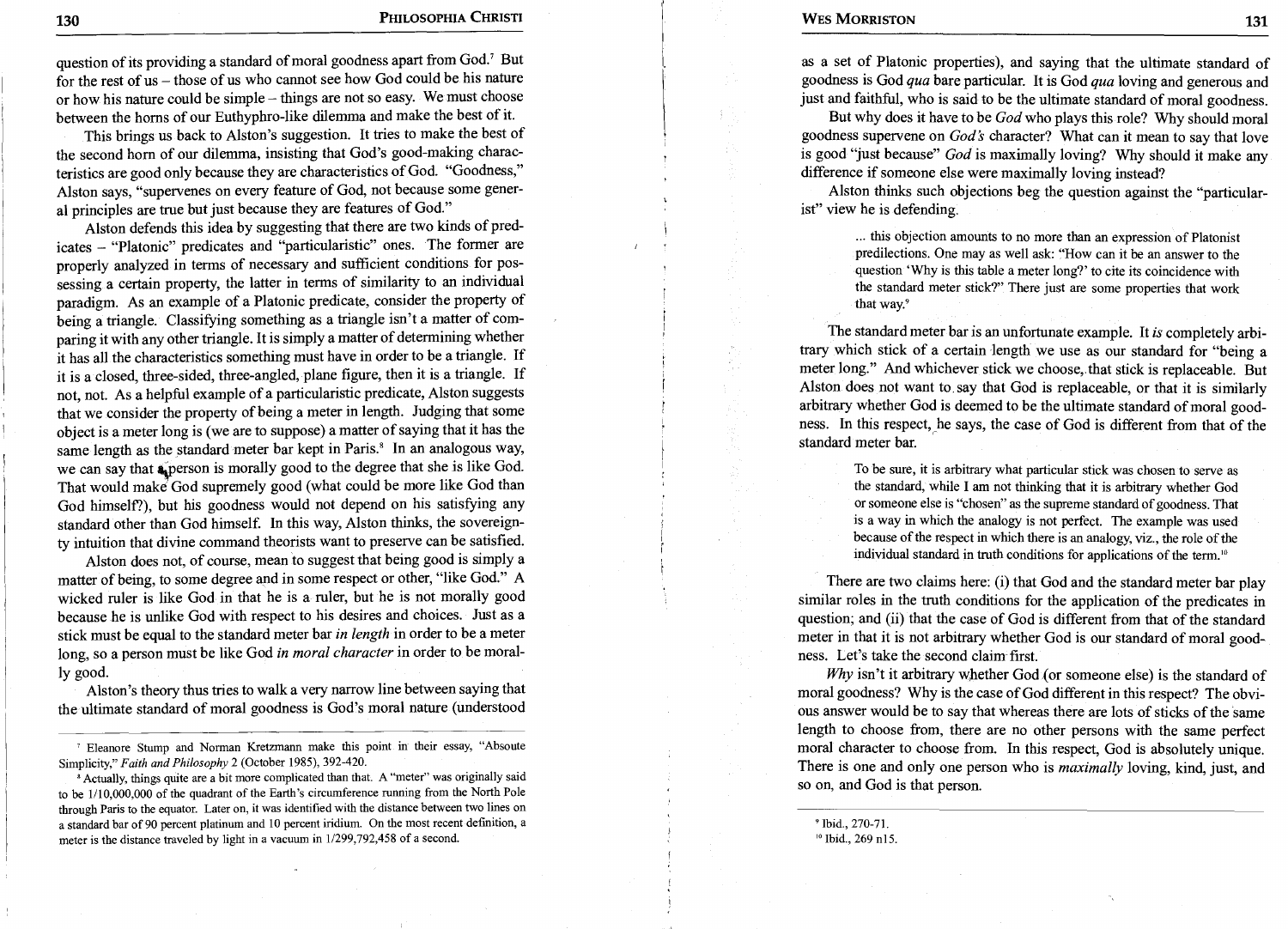question of its providing a standard of moral goodness apart from God.[7] But for the rest of us – those of us who cannot see how God could be his nature or how his nature could be simple – things are not so easy. We must choose between the horns of our Euthyphro-like dilemma and make the best of it.

This brings us back to Alston's suggestion. It tries to make the best of the second horn of our dilemma, insisting that God's good-making characteristics are good only because they are characteristics of God. "Goodness," Alston says, "supervenes on every feature of God, not because some general principles are true but just because they are features of God."

Alston defends this idea by suggesting that there are two kinds of predicates – "Platonic" predicates and "particularistic" ones. The former are properly analyzed in terms of necessary and sufficient conditions for possessing a certain property, the latter in terms of similarity to an individual paradigm. As an example of a Platonic predicate, consider the property of being a triangle. Classifying something as a triangle isn't a matter of comparing it with any other triangle. It is simply a matter of determining whether it has all the characteristics something must have in order to be a triangle. If it is a closed, three-sided, three-angled, plane figure, then it is a triangle. If not, not. As a helpful example of a particularistic predicate, Alston suggests that we consider the property of being a meter in length. Judging that some object is a meter long is (we are to suppose) a matter of saying that it has the same length as the standard meter bar kept in Paris.[8] In an analogous way, we can say that a person is morally good to the degree that she is like God. That would make God supremely good (what could be more like God than God himself?), but his goodness would not depend on his satisfying any standard other than God himself. In this way, Alston thinks, the sovereignty intuition that divine command theorists want to preserve can be satisfied.

Alston does not, of course, mean to suggest that being good is simply a matter of being, to some degree and in some respect or other, "like God." A wicked ruler is like God in that he is a ruler, but he is not morally good because he is unlike God with respect to his desires and choices. Just as a stick must be equal to the standard meter bar *in length* in order to be a meter long, so a person must be like God *in moral character* in order to be morally good.

Alston's theory thus tries to walk a very narrow line between saying that the ultimate standard of moral goodness is God's moral nature (understood as a set of Platonic properties), and saying that the ultimate standard of goodness is God *qua* bare particular. It is God *qua* loving and generous and just and faithful, who is said to be the ultimate standard of moral goodness.

But why does it have to be *God* who plays this role? Why should moral goodness supervene on *God's* character? What can it mean to say that love is good "just because" *God* is maximally loving? Why should it make any difference if someone else were maximally loving instead?

Alston thinks such objections beg the question against the "particularist" view he is defending.

> ... this objection amounts to no more than an expression of Platonist predilections. One may as well ask: "How can it be an answer to the question 'Why is this table a meter long?' to cite its coincidence with the standard meter stick?" There just are some properties that work that way.[9]

The standard meter bar is an unfortunate example. It *is* completely arbitrary which stick of a certain length we use as our standard for "being a meter long." And whichever stick we choose, that stick is replaceable. But Alston does not want to say that God is replaceable, or that it is similarly arbitrary whether God is deemed to be the ultimate standard of moral goodness. In this respect, he says, the case of God is different from that of the standard meter bar.

> To be sure, it is arbitrary what particular stick was chosen to serve as the standard, while I am not thinking that it is arbitrary whether God or someone else is "chosen" as the supreme standard of goodness. That is a way in which the analogy is not perfect. The example was used because of the respect in which there is an analogy, viz., the role of the individual standard in truth conditions for applications of the term.[10]

There are two claims here: (i) that God and the standard meter bar play similar roles in the truth conditions for the application of the predicates in question; and (ii) that the case of God is different from that of the standard meter in that it is not arbitrary whether God is our standard of moral goodness. Let's take the second claim first.

*Why* isn't it arbitrary whether God (or someone else) is the standard of moral goodness? Why is the case of God different in this respect? The obvious answer would be to say that whereas there are lots of sticks of the same length to choose from, there are no other persons with the same perfect moral character to choose from. In this respect, God is absolutely unique. There is one and only one person who is *maximally* loving, kind, just, and so on, and God is that person.

---

[7] Eleanore Stump and Norman Kretzmann make this point in their essay, "Absoute Simplicity," *Faith and Philosophy* 2 (October 1985), 392-420.

[8] Actually, things quite are a bit more complicated than that. A "meter" was originally said to be 1/10,000,000 of the quadrant of the Earth's circumference running from the North Pole through Paris to the equator. Later on, it was identified with the distance between two lines on a standard bar of 90 percent platinum and 10 percent iridium. On the most recent definition, a meter is the distance traveled by light in a vacuum in 1/299,792,458 of a second.

[9] Ibid., 270-71.

[10] Ibid., 269 n15.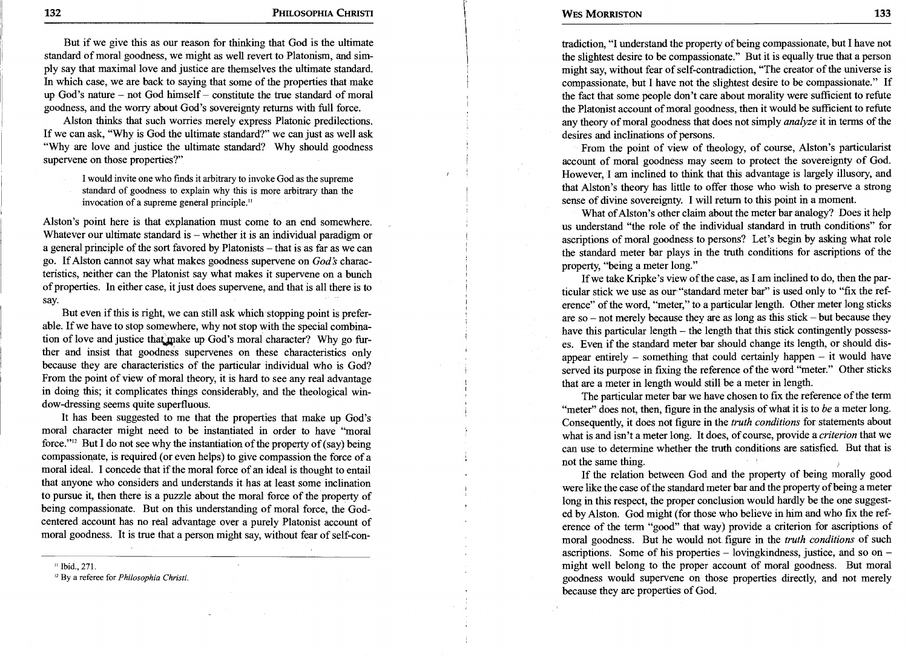But if we give this as our reason for thinking that God is the ultimate standard of moral goodness, we might as well revert to Platonism, and simply say that maximal love and justice are themselves the ultimate standard. In which case, we are back to saying that some of the properties that make up God's nature – not God himself – constitute the true standard of moral goodness, and the worry about God's sovereignty returns with full force.

Alston thinks that such worries merely express Platonic predilections. If we can ask, "Why is God the ultimate standard?" we can just as well ask "Why are love and justice the ultimate standard? Why should goodness supervene on those properties?"

> I would invite one who finds it arbitrary to invoke God as the supreme standard of goodness to explain why this is more arbitrary than the invocation of a supreme general principle.[11]

Alston's point here is that explanation must come to an end somewhere. Whatever our ultimate standard is – whether it is an individual paradigm or a general principle of the sort favored by Platonists – that is as far as we can go. If Alston cannot say what makes goodness supervene on *God's* characteristics, neither can the Platonist say what makes it supervene on a bunch of properties. In either case, it just does supervene, and that is all there is to say.

But even if this is right, we can still ask which stopping point is preferable. If we have to stop somewhere, why not stop with the special combination of love and justice that make up God's moral character? Why go further and insist that goodness supervenes on these characteristics only because they are characteristics of the particular individual who is God? From the point of view of moral theory, it is hard to see any real advantage in doing this; it complicates things considerably, and the theological window-dressing seems quite superfluous.

It has been suggested to me that the properties that make up God's moral character might need to be instantiated in order to have "moral force."[12] But I do not see why the instantiation of the property of (say) being compassionate, is required (or even helps) to give compassion the force of a moral ideal. I concede that if the moral force of an ideal is thought to entail that anyone who considers and understands it has at least some inclination to pursue it, then there is a puzzle about the moral force of the property of being compassionate. But on this understanding of moral force, the God-centered account has no real advantage over a purely Platonist account of moral goodness. It is true that a person might say, without fear of self-contradiction, "I understand the property of being compassionate, but I have not the slightest desire to be compassionate." But it is equally true that a person might say, without fear of self-contradiction, "The creator of the universe is compassionate, but I have not the slightest desire to be compassionate." If the fact that some people don't care about morality were sufficient to refute the Platonist account of moral goodness, then it would be sufficient to refute any theory of moral goodness that does not simply *analyze* it in terms of the desires and inclinations of persons.

From the point of view of theology, of course, Alston's particularist account of moral goodness may seem to protect the sovereignty of God. However, I am inclined to think that this advantage is largely illusory, and that Alston's theory has little to offer those who wish to preserve a strong sense of divine sovereignty. I will return to this point in a moment.

What of Alston's other claim about the meter bar analogy? Does it help us understand "the role of the individual standard in truth conditions" for ascriptions of moral goodness to persons? Let's begin by asking what role the standard meter bar plays in the truth conditions for ascriptions of the property, "being a meter long."

If we take Kripke's view of the case, as I am inclined to do, then the particular stick we use as our "standard meter bar" is used only to "fix the reference" of the word, "meter," to a particular length. Other meter long sticks are so – not merely because they are as long as this stick – but because they have this particular length – the length that this stick contingently possesses. Even if the standard meter bar should change its length, or should disappear entirely – something that could certainly happen – it would have served its purpose in fixing the reference of the word "meter." Other sticks that are a meter in length would still be a meter in length.

The particular meter bar we have chosen to fix the reference of the term "meter" does not, then, figure in the analysis of what it is to *be* a meter long. Consequently, it does not figure in the *truth conditions* for statements about what is and isn't a meter long. It does, of course, provide a *criterion* that we can use to determine whether the truth conditions are satisfied. But that is not the same thing.

If the relation between God and the property of being morally good were like the case of the standard meter bar and the property of being a meter long in this respect, the proper conclusion would hardly be the one suggested by Alston. God might (for those who believe in him and who fix the reference of the term "good" that way) provide a criterion for ascriptions of moral goodness. But he would not figure in the *truth conditions* of such ascriptions. Some of his properties – lovingkindness, justice, and so on – might well belong to the proper account of moral goodness. But moral goodness would supervene on those properties directly, and not merely because they are properties of God.

---

[11] Ibid., 271.

[12] By a referee for *Philosophia Christi*.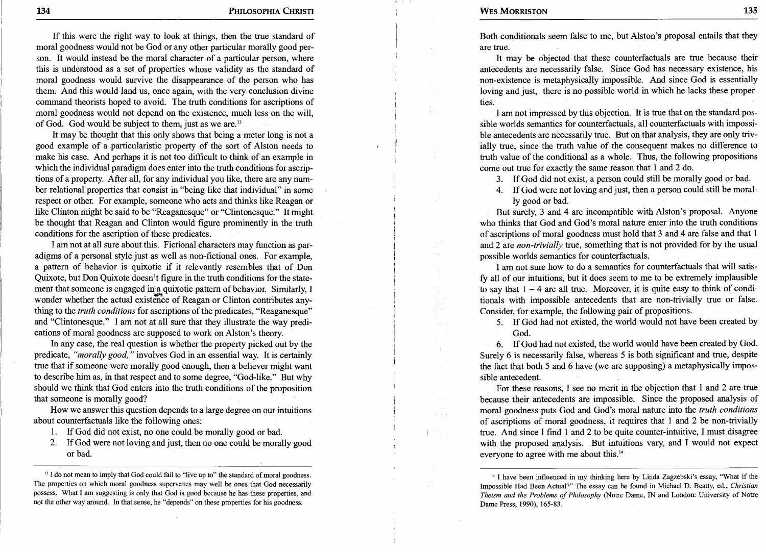If this were the right way to look at things, then the true standard of moral goodness would not be God or any other particular morally good person. It would instead be the moral character of a particular person, where this is understood as a set of properties whose validity as the standard of moral goodness would survive the disappearance of the person who has them. And this would land us, once again, with the very conclusion divine command theorists hoped to avoid. The truth conditions for ascriptions of moral goodness would not depend on the existence, much less on the will, of God. God would be subject to them, just as we are.[13]

It may be thought that this only shows that being a meter long is not a good example of a particularistic property of the sort of Alston needs to make his case. And perhaps it is not too difficult to think of an example in which the individual paradigm does enter into the truth conditions for ascriptions of a property. After all, for any individual you like, there are any number relational properties that consist in "being like that individual" in some respect or other. For example, someone who acts and thinks like Reagan or like Clinton might be said to be "Reaganesque" or "Clintonesque." It might be thought that Reagan and Clinton would figure prominently in the truth conditions for the ascription of these predicates.

I am not at all sure about this. Fictional characters may function as paradigms of a personal style just as well as non-fictional ones. For example, a pattern of behavior is quixotic if it relevantly resembles that of Don Quixote, but Don Quixote doesn't figure in the truth conditions for the statement that someone is engaged in a quixotic pattern of behavior. Similarly, I wonder whether the actual existence of Reagan or Clinton contributes anything to the *truth conditions* for ascriptions of the predicates, "Reaganesque" and "Clintonesque." I am not at all sure that they illustrate the way predications of moral goodness are supposed to work on Alston's theory.

In any case, the real question is whether the property picked out by the predicate, *"morally good,"* involves God in an essential way. It is certainly true that if someone were morally good enough, then a believer might want to describe him as, in that respect and to some degree, "God-like." But why should we think that God enters into the truth conditions of the proposition that someone is morally good?

How we answer this question depends to a large degree on our intuitions about counterfactuals like the following ones:

1. If God did not exist, no one could be morally good or bad.
2. If God were not loving and just, then no one could be morally good or bad.

[13] I do not mean to imply that God could fail to "live up to" the standard of moral goodness. The properties on which moral goodness supervenes may well be ones that God necessarily possess. What I am suggesting is only that God is good because he has these properties, and not the other way around. In that sense, he "depends" on these properties for his goodness.

Both conditionals seem false to me, but Alston's proposal entails that they are true.

It may be objected that these counterfactuals are true because their antecedents are necessarily false. Since God has necessary existence, his non-existence is metaphysically impossible. And since God is essentially loving and just, there is no possible world in which he lacks these properties.

I am not impressed by this objection. It is true that on the standard possible worlds semantics for counterfactuals, all counterfactuals with impossible antecedents are necessarily true. But on that analysis, they are only trivially true, since the truth value of the consequent makes no difference to truth value of the conditional as a whole. Thus, the following propositions come out true for exactly the same reason that 1 and 2 do.

3. If God did not exist, a person could still be morally good or bad.
4. If God were not loving and just, then a person could still be morally good or bad.

But surely, 3 and 4 are incompatible with Alston's proposal. Anyone who thinks that God and God's moral nature enter into the truth conditions of ascriptions of moral goodness must hold that 3 and 4 are false and that 1 and 2 are *non-trivially* true, something that is not provided for by the usual possible worlds semantics for counterfactuals.

I am not sure how to do a semantics for counterfactuals that will satisfy all of our intuitions, but it does seem to me to be extremely implausible to say that 1 – 4 are all true. Moreover, it is quite easy to think of conditionals with impossible antecedents that are non-trivially true or false. Consider, for example, the following pair of propositions.

5. If God had not existed, the world would not have been created by God.
6. If God had not existed, the world would have been created by God.

Surely 6 is necessarily false, whereas 5 is both significant and true, despite the fact that both 5 and 6 have (we are supposing) a metaphysically impossible antecedent.

For these reasons, I see no merit in the objection that 1 and 2 are true because their antecedents are impossible. Since the proposed analysis of moral goodness puts God and God's moral nature into the *truth conditions* of ascriptions of moral goodness, it requires that 1 and 2 be non-trivially true. And since I find 1 and 2 to be quite counter-intuitive, I must disagree with the proposed analysis. But intuitions vary, and I would not expect everyone to agree with me about this.[14]

[14] I have been influenced in my thinking here by Linda Zagzebski's essay, "What if the Impossible Had Been Actual?" The essay can be found in Michael D. Beatty, ed., *Christian Theism and the Problems of Philosophy* (Notre Dame, IN and London: University of Notre Dame Press, 1990), 165-83.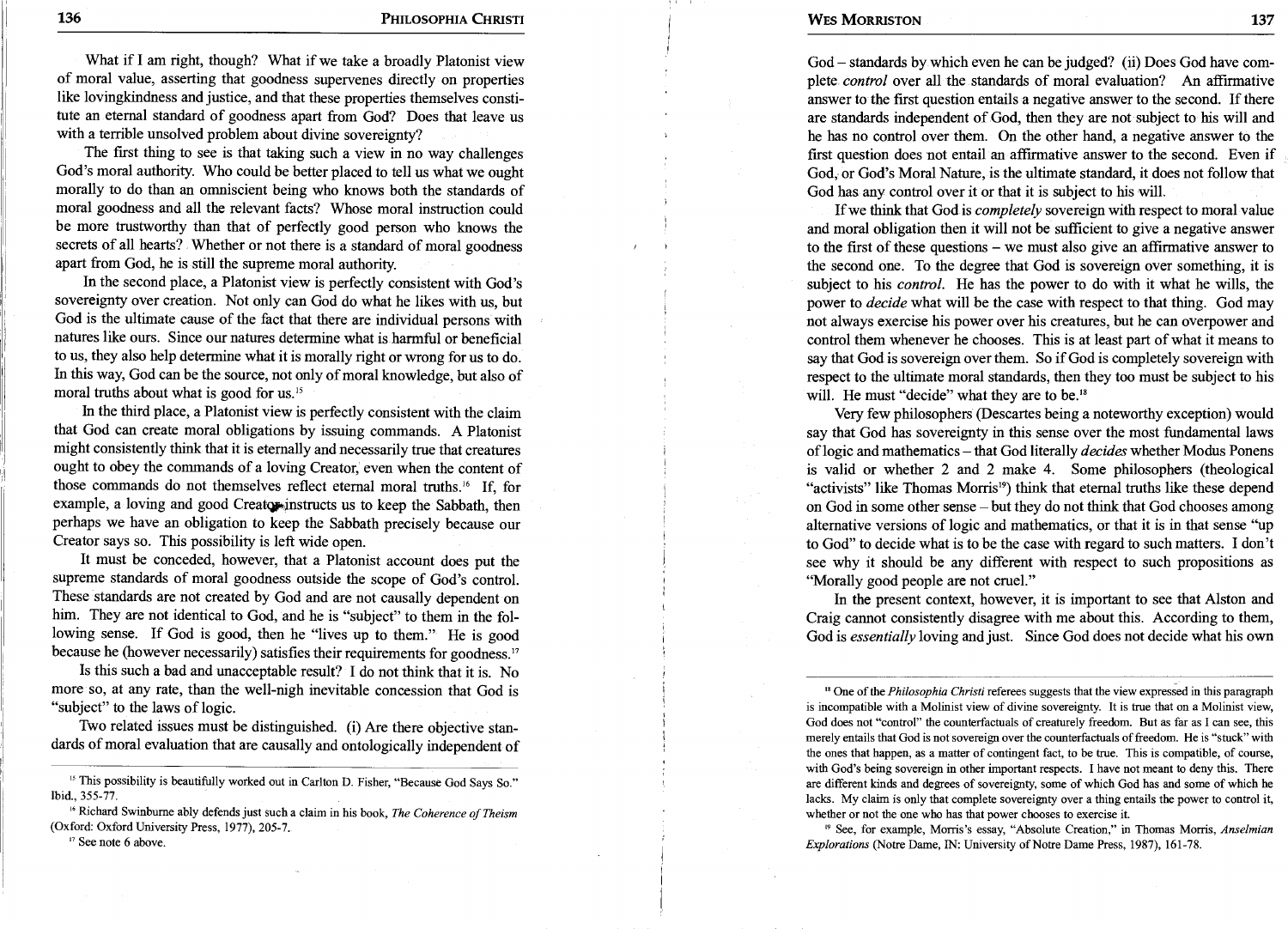What if I am right, though? What if we take a broadly Platonist view of moral value, asserting that goodness supervenes directly on properties like lovingkindness and justice, and that these properties themselves constitute an eternal standard of goodness apart from God? Does that leave us with a terrible unsolved problem about divine sovereignty?

The first thing to see is that taking such a view in no way challenges God's moral authority. Who could be better placed to tell us what we ought morally to do than an omniscient being who knows both the standards of moral goodness and all the relevant facts? Whose moral instruction could be more trustworthy than that of perfectly good person who knows the secrets of all hearts? Whether or not there is a standard of moral goodness apart from God, he is still the supreme moral authority.

In the second place, a Platonist view is perfectly consistent with God's sovereignty over creation. Not only can God do what he likes with us, but God is the ultimate cause of the fact that there are individual persons with natures like ours. Since our natures determine what is harmful or beneficial to us, they also help determine what it is morally right or wrong for us to do. In this way, God can be the source, not only of moral knowledge, but also of moral truths about what is good for us.[15]

In the third place, a Platonist view is perfectly consistent with the claim that God can create moral obligations by issuing commands. A Platonist might consistently think that it is eternally and necessarily true that creatures ought to obey the commands of a loving Creator, even when the content of those commands do not themselves reflect eternal moral truths.[16] If, for example, a loving and good Creator instructs us to keep the Sabbath, then perhaps we have an obligation to keep the Sabbath precisely because our Creator says so. This possibility is left wide open.

It must be conceded, however, that a Platonist account does put the supreme standards of moral goodness outside the scope of God's control. These standards are not created by God and are not causally dependent on him. They are not identical to God, and he is "subject" to them in the following sense. If God is good, then he "lives up to them." He is good because he (however necessarily) satisfies their requirements for goodness.[17]

Is this such a bad and unacceptable result? I do not think that it is. No more so, at any rate, than the well-nigh inevitable concession that God is "subject" to the laws of logic.

Two related issues must be distinguished. (i) Are there objective standards of moral evaluation that are causally and ontologically independent of God – standards by which even he can be judged? (ii) Does God have complete *control* over all the standards of moral evaluation? An affirmative answer to the first question entails a negative answer to the second. If there are standards independent of God, then they are not subject to his will and he has no control over them. On the other hand, a negative answer to the first question does not entail an affirmative answer to the second. Even if God, or God's Moral Nature, is the ultimate standard, it does not follow that God has any control over it or that it is subject to his will.

If we think that God is *completely* sovereign with respect to moral value and moral obligation then it will not be sufficient to give a negative answer to the first of these questions – we must also give an affirmative answer to the second one. To the degree that God is sovereign over something, it is subject to his *control*. He has the power to do with it what he wills, the power to *decide* what will be the case with respect to that thing. God may not always exercise his power over his creatures, but he can overpower and control them whenever he chooses. This is at least part of what it means to say that God is sovereign over them. So if God is completely sovereign with respect to the ultimate moral standards, then they too must be subject to his will. He must "decide" what they are to be.[18]

Very few philosophers (Descartes being a noteworthy exception) would say that God has sovereignty in this sense over the most fundamental laws of logic and mathematics – that God literally *decides* whether Modus Ponens is valid or whether 2 and 2 make 4. Some philosophers (theological "activists" like Thomas Morris[19]) think that eternal truths like these depend on God in some other sense – but they do not think that God chooses among alternative versions of logic and mathematics, or that it is in that sense "up to God" to decide what is to be the case with regard to such matters. I don't see why it should be any different with respect to such propositions as "Morally good people are not cruel."

In the present context, however, it is important to see that Alston and Craig cannot consistently disagree with me about this. According to them, God is *essentially* loving and just. Since God does not decide what his own

---

[15] This possibility is beautifully worked out in Carlton D. Fisher, "Because God Says So." Ibid., 355-77.

[16] Richard Swinburne ably defends just such a claim in his book, *The Coherence of Theism* (Oxford: Oxford University Press, 1977), 205-7.

[17] See note 6 above.

[18] One of the *Philosophia Christi* referees suggests that the view expressed in this paragraph is incompatible with a Molinist view of divine sovereignty. It is true that on a Molinist view, God does not "control" the counterfactuals of creaturely freedom. But as far as I can see, this merely entails that God is not sovereign over the counterfactuals of freedom. He is "stuck" with the ones that happen, as a matter of contingent fact, to be true. This is compatible, of course, with God's being sovereign in other important respects. I have not meant to deny this. There are different kinds and degrees of sovereignty, some of which God has and some of which he lacks. My claim is only that complete sovereignty over a thing entails the power to control it, whether or not the one who has that power chooses to exercise it.

[19] See, for example, Morris's essay, "Absolute Creation," in Thomas Morris, *Anselmian Explorations* (Notre Dame, IN: University of Notre Dame Press, 1987), 161-78.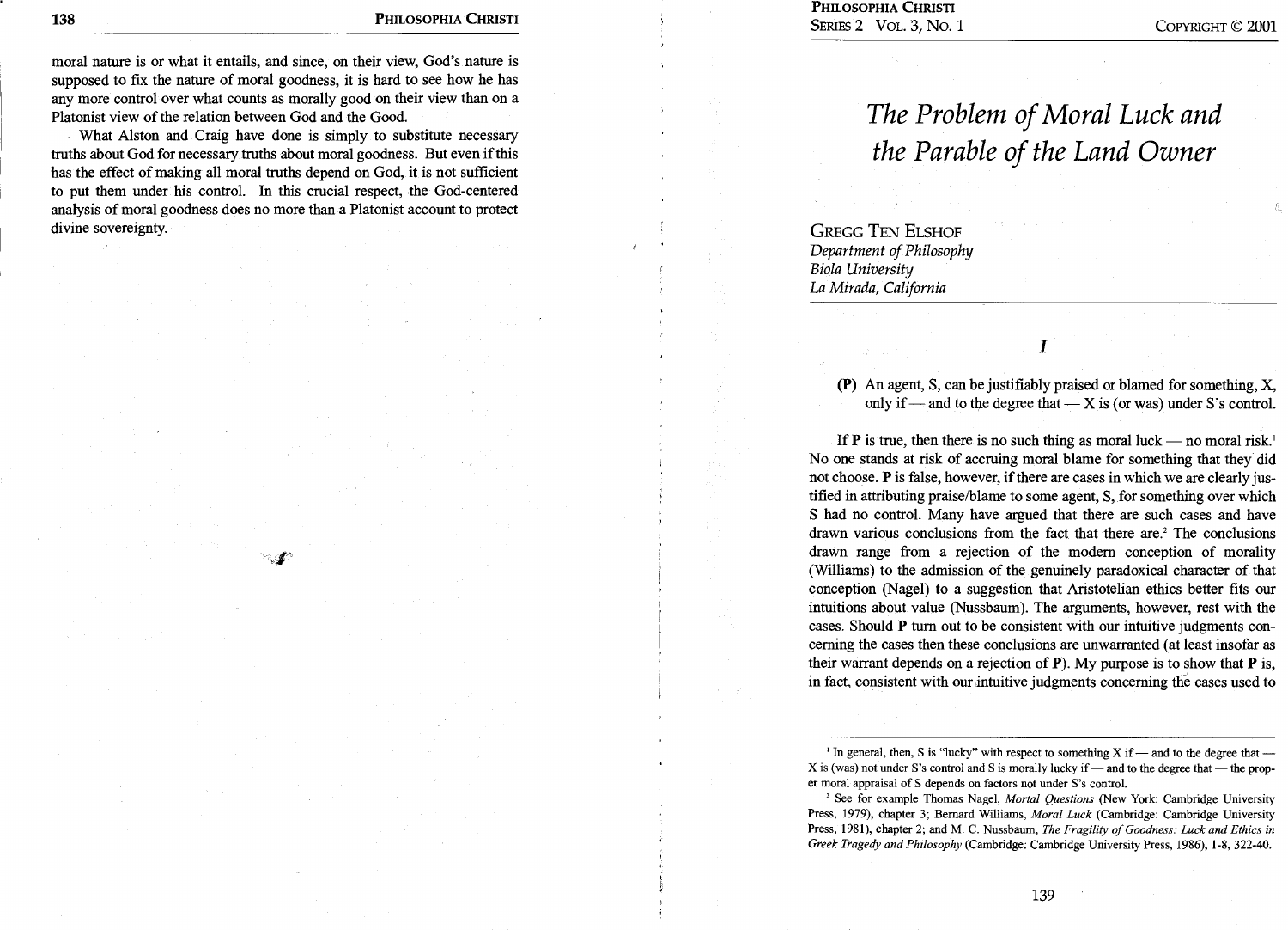moral nature is or what it entails, and since, on their view, God's nature is supposed to fix the nature of moral goodness, it is hard to see how he has any more control over what counts as morally good on their view than on a Platonist view of the relation between God and the Good.

What Alston and Craig have done is simply to substitute necessary truths about God for necessary truths about moral goodness. But even if this has the effect of making all moral truths depend on God, it is not sufficient to put them under his control. In this crucial respect, the God-centered analysis of moral goodness does no more than a Platonist account to protect divine sovereignty.

# *The Problem of Moral Luck and the Parable of the Land Owner*

GREGG TEN ELSHOF
*Department of Philosophy*
*Biola University*
*La Mirada, California*

## I

**(P)** An agent, S, can be justifiably praised or blamed for something, X, only if — and to the degree that — X is (or was) under S's control.

If **P** is true, then there is no such thing as moral luck — no moral risk.[1] No one stands at risk of accruing moral blame for something that they did not choose. **P** is false, however, if there are cases in which we are clearly justified in attributing praise/blame to some agent, S, for something over which S had no control. Many have argued that there are such cases and have drawn various conclusions from the fact that there are.[2] The conclusions drawn range from a rejection of the modern conception of morality (Williams) to the admission of the genuinely paradoxical character of that conception (Nagel) to a suggestion that Aristotelian ethics better fits our intuitions about value (Nussbaum). The arguments, however, rest with the cases. Should **P** turn out to be consistent with our intuitive judgments concerning the cases then these conclusions are unwarranted (at least insofar as their warrant depends on a rejection of **P**). My purpose is to show that **P** is, in fact, consistent with our intuitive judgments concerning the cases used to

---

[1] In general, then, S is "lucky" with respect to something X if — and to the degree that — X is (was) not under S's control and S is morally lucky if — and to the degree that — the proper moral appraisal of S depends on factors not under S's control.

[2] See for example Thomas Nagel, *Mortal Questions* (New York: Cambridge University Press, 1979), chapter 3; Bernard Williams, *Moral Luck* (Cambridge: Cambridge University Press, 1981), chapter 2; and M. C. Nussbaum, *The Fragility of Goodness: Luck and Ethics in Greek Tragedy and Philosophy* (Cambridge: Cambridge University Press, 1986), 1-8, 322-40.